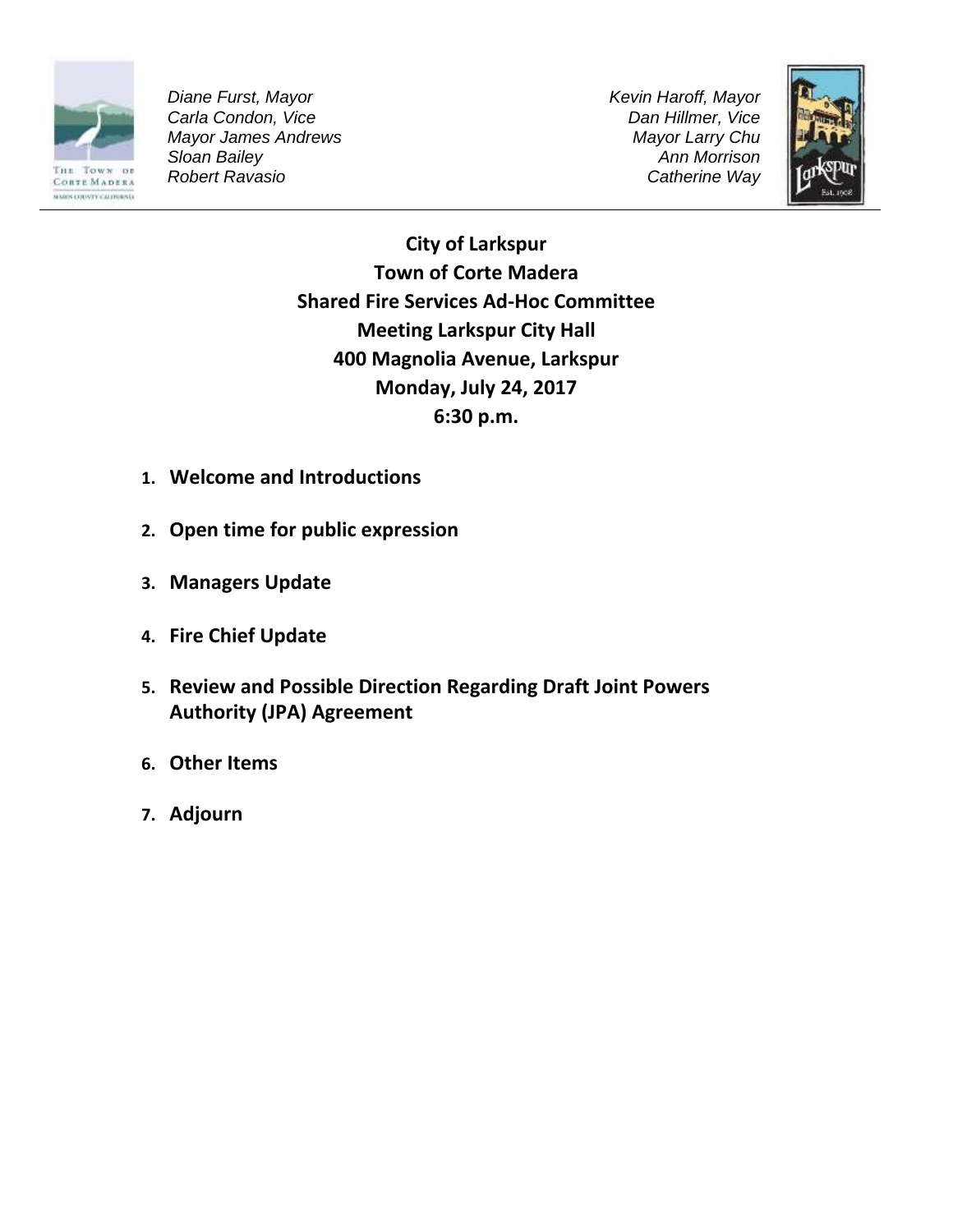*Diane Furst, Mayor*
*Carla Condon, Vice*
*Mayor James Andrews*
*Sloan Bailey*
*Robert Ravasio*

*Kevin Haroff, Mayor*
*Dan Hillmer, Vice*
*Mayor Larry Chu*
*Ann Morrison*
*Catherine Way*

**City of Larkspur**
**Town of Corte Madera**
**Shared Fire Services Ad-Hoc Committee**
**Meeting Larkspur City Hall**
**400 Magnolia Avenue, Larkspur**
**Monday, July 24, 2017**
**6:30 p.m.**

1. **Welcome and Introductions**
2. **Open time for public expression**
3. **Managers Update**
4. **Fire Chief Update**
5. **Review and Possible Direction Regarding Draft Joint Powers Authority (JPA) Agreement**
6. **Other Items**
7. **Adjourn**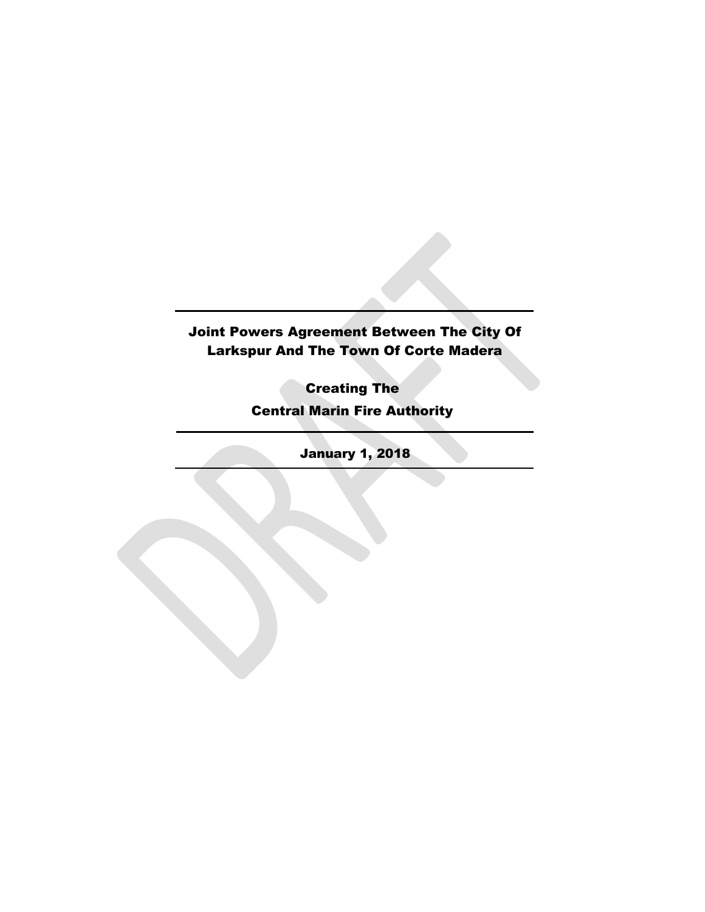# Joint Powers Agreement Between The City Of Larkspur And The Town Of Corte Madera

## Creating The

## Central Marin Fire Authority

---

**January 1, 2018**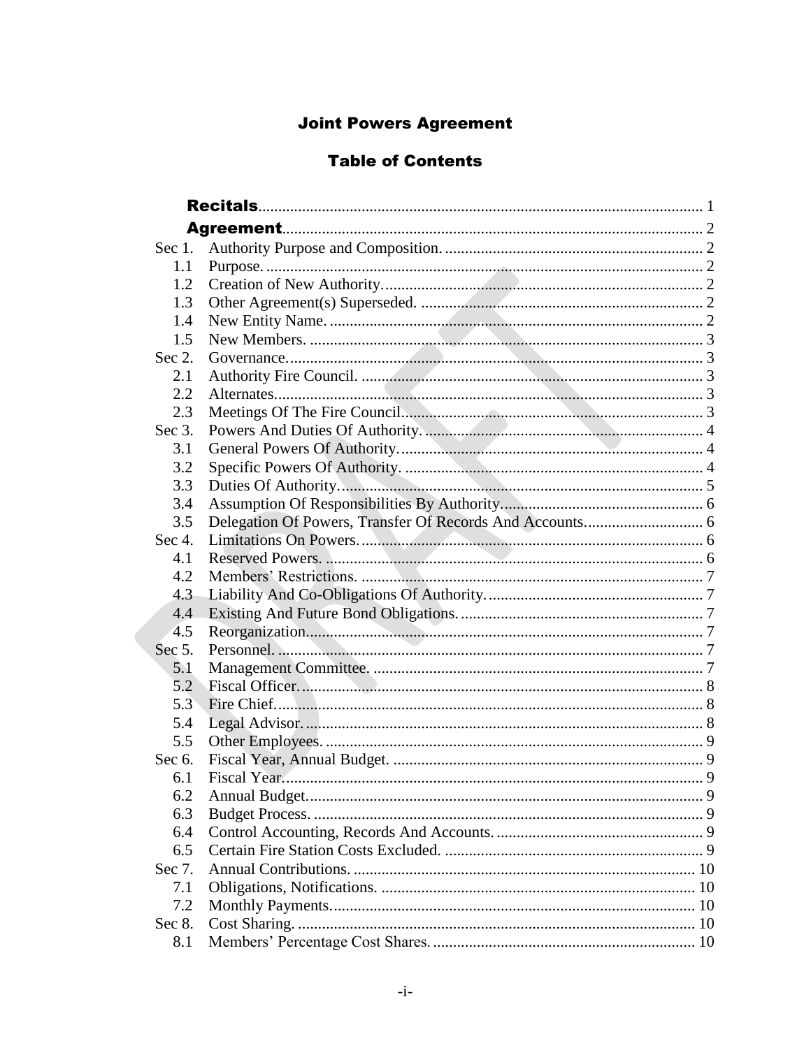# Joint Powers Agreement

## Table of Contents

| | | |
|---|---|---|
| **Recitals** | | 1 |
| **Agreement** | | 2 |
| Sec 1. | Authority Purpose and Composition. | 2 |
| 1.1 | Purpose. | 2 |
| 1.2 | Creation of New Authority. | 2 |
| 1.3 | Other Agreement(s) Superseded. | 2 |
| 1.4 | New Entity Name. | 2 |
| 1.5 | New Members. | 3 |
| Sec 2. | Governance. | 3 |
| 2.1 | Authority Fire Council. | 3 |
| 2.2 | Alternates. | 3 |
| 2.3 | Meetings Of The Fire Council. | 3 |
| Sec 3. | Powers And Duties Of Authority. | 4 |
| 3.1 | General Powers Of Authority. | 4 |
| 3.2 | Specific Powers Of Authority. | 4 |
| 3.3 | Duties Of Authority. | 5 |
| 3.4 | Assumption Of Responsibilities By Authority. | 6 |
| 3.5 | Delegation Of Powers, Transfer Of Records And Accounts. | 6 |
| Sec 4. | Limitations On Powers. | 6 |
| 4.1 | Reserved Powers. | 6 |
| 4.2 | Members' Restrictions. | 7 |
| 4.3 | Liability And Co-Obligations Of Authority. | 7 |
| 4.4 | Existing And Future Bond Obligations. | 7 |
| 4.5 | Reorganization. | 7 |
| Sec 5. | Personnel. | 7 |
| 5.1 | Management Committee. | 7 |
| 5.2 | Fiscal Officer. | 8 |
| 5.3 | Fire Chief. | 8 |
| 5.4 | Legal Advisor. | 8 |
| 5.5 | Other Employees. | 9 |
| Sec 6. | Fiscal Year, Annual Budget. | 9 |
| 6.1 | Fiscal Year. | 9 |
| 6.2 | Annual Budget. | 9 |
| 6.3 | Budget Process. | 9 |
| 6.4 | Control Accounting, Records And Accounts. | 9 |
| 6.5 | Certain Fire Station Costs Excluded. | 9 |
| Sec 7. | Annual Contributions. | 10 |
| 7.1 | Obligations, Notifications. | 10 |
| 7.2 | Monthly Payments. | 10 |
| Sec 8. | Cost Sharing. | 10 |
| 8.1 | Members' Percentage Cost Shares. | 10 |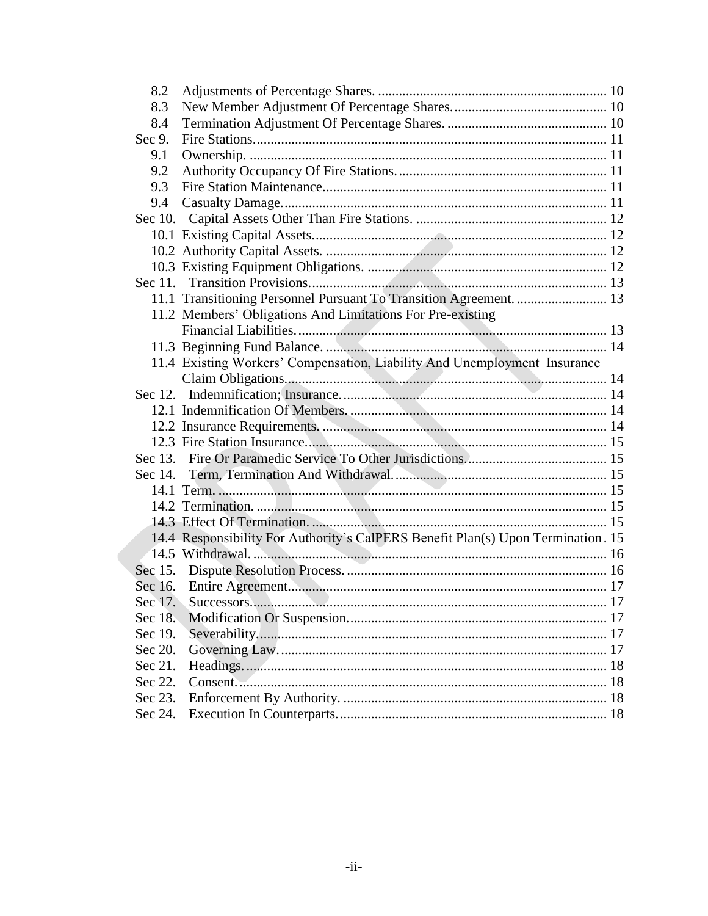| | | |
|---|---|---|
| 8.2 | Adjustments of Percentage Shares. | 10 |
| 8.3 | New Member Adjustment Of Percentage Shares. | 10 |
| 8.4 | Termination Adjustment Of Percentage Shares. | 10 |
| Sec 9. | Fire Stations. | 11 |
| 9.1 | Ownership. | 11 |
| 9.2 | Authority Occupancy Of Fire Stations. | 11 |
| 9.3 | Fire Station Maintenance. | 11 |
| 9.4 | Casualty Damage. | 11 |
| Sec 10. | Capital Assets Other Than Fire Stations. | 12 |
| 10.1 | Existing Capital Assets. | 12 |
| 10.2 | Authority Capital Assets. | 12 |
| 10.3 | Existing Equipment Obligations. | 12 |
| Sec 11. | Transition Provisions. | 13 |
| 11.1 | Transitioning Personnel Pursuant To Transition Agreement. | 13 |
| 11.2 | Members' Obligations And Limitations For Pre-existing Financial Liabilities. | 13 |
| 11.3 | Beginning Fund Balance. | 14 |
| 11.4 | Existing Workers' Compensation, Liability And Unemployment Insurance Claim Obligations. | 14 |
| Sec 12. | Indemnification; Insurance. | 14 |
| 12.1 | Indemnification Of Members. | 14 |
| 12.2 | Insurance Requirements. | 14 |
| 12.3 | Fire Station Insurance. | 15 |
| Sec 13. | Fire Or Paramedic Service To Other Jurisdictions. | 15 |
| Sec 14. | Term, Termination And Withdrawal. | 15 |
| 14.1 | Term. | 15 |
| 14.2 | Termination. | 15 |
| 14.3 | Effect Of Termination. | 15 |
| 14.4 | Responsibility For Authority's CalPERS Benefit Plan(s) Upon Termination. | 15 |
| 14.5 | Withdrawal. | 16 |
| Sec 15. | Dispute Resolution Process. | 16 |
| Sec 16. | Entire Agreement. | 17 |
| Sec 17. | Successors. | 17 |
| Sec 18. | Modification Or Suspension. | 17 |
| Sec 19. | Severability. | 17 |
| Sec 20. | Governing Law. | 17 |
| Sec 21. | Headings. | 18 |
| Sec 22. | Consent. | 18 |
| Sec 23. | Enforcement By Authority. | 18 |
| Sec 24. | Execution In Counterparts. | 18 |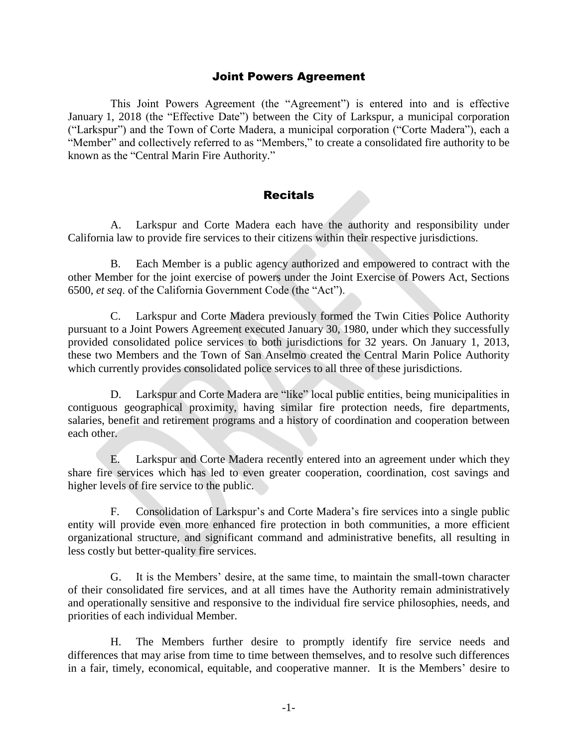# Joint Powers Agreement

This Joint Powers Agreement (the "Agreement") is entered into and is effective January 1, 2018 (the "Effective Date") between the City of Larkspur, a municipal corporation ("Larkspur") and the Town of Corte Madera, a municipal corporation ("Corte Madera"), each a "Member" and collectively referred to as "Members," to create a consolidated fire authority to be known as the "Central Marin Fire Authority."

## Recitals

A. Larkspur and Corte Madera each have the authority and responsibility under California law to provide fire services to their citizens within their respective jurisdictions.

B. Each Member is a public agency authorized and empowered to contract with the other Member for the joint exercise of powers under the Joint Exercise of Powers Act, Sections 6500, *et seq*. of the California Government Code (the "Act").

C. Larkspur and Corte Madera previously formed the Twin Cities Police Authority pursuant to a Joint Powers Agreement executed January 30, 1980, under which they successfully provided consolidated police services to both jurisdictions for 32 years. On January 1, 2013, these two Members and the Town of San Anselmo created the Central Marin Police Authority which currently provides consolidated police services to all three of these jurisdictions.

D. Larkspur and Corte Madera are "like" local public entities, being municipalities in contiguous geographical proximity, having similar fire protection needs, fire departments, salaries, benefit and retirement programs and a history of coordination and cooperation between each other.

E. Larkspur and Corte Madera recently entered into an agreement under which they share fire services which has led to even greater cooperation, coordination, cost savings and higher levels of fire service to the public.

F. Consolidation of Larkspur's and Corte Madera's fire services into a single public entity will provide even more enhanced fire protection in both communities, a more efficient organizational structure, and significant command and administrative benefits, all resulting in less costly but better-quality fire services.

G. It is the Members' desire, at the same time, to maintain the small-town character of their consolidated fire services, and at all times have the Authority remain administratively and operationally sensitive and responsive to the individual fire service philosophies, needs, and priorities of each individual Member.

H. The Members further desire to promptly identify fire service needs and differences that may arise from time to time between themselves, and to resolve such differences in a fair, timely, economical, equitable, and cooperative manner. It is the Members' desire to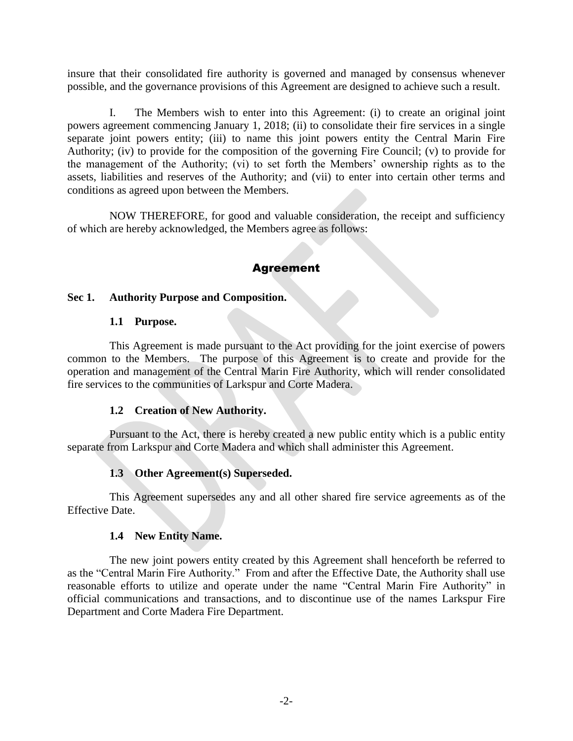insure that their consolidated fire authority is governed and managed by consensus whenever possible, and the governance provisions of this Agreement are designed to achieve such a result.

I. The Members wish to enter into this Agreement: (i) to create an original joint powers agreement commencing January 1, 2018; (ii) to consolidate their fire services in a single separate joint powers entity; (iii) to name this joint powers entity the Central Marin Fire Authority; (iv) to provide for the composition of the governing Fire Council; (v) to provide for the management of the Authority; (vi) to set forth the Members' ownership rights as to the assets, liabilities and reserves of the Authority; and (vii) to enter into certain other terms and conditions as agreed upon between the Members.

NOW THEREFORE, for good and valuable consideration, the receipt and sufficiency of which are hereby acknowledged, the Members agree as follows:

## Agreement

### Sec 1. Authority Purpose and Composition.

#### 1.1 Purpose.

This Agreement is made pursuant to the Act providing for the joint exercise of powers common to the Members. The purpose of this Agreement is to create and provide for the operation and management of the Central Marin Fire Authority, which will render consolidated fire services to the communities of Larkspur and Corte Madera.

#### 1.2 Creation of New Authority.

Pursuant to the Act, there is hereby created a new public entity which is a public entity separate from Larkspur and Corte Madera and which shall administer this Agreement.

#### 1.3 Other Agreement(s) Superseded.

This Agreement supersedes any and all other shared fire service agreements as of the Effective Date.

#### 1.4 New Entity Name.

The new joint powers entity created by this Agreement shall henceforth be referred to as the "Central Marin Fire Authority." From and after the Effective Date, the Authority shall use reasonable efforts to utilize and operate under the name "Central Marin Fire Authority" in official communications and transactions, and to discontinue use of the names Larkspur Fire Department and Corte Madera Fire Department.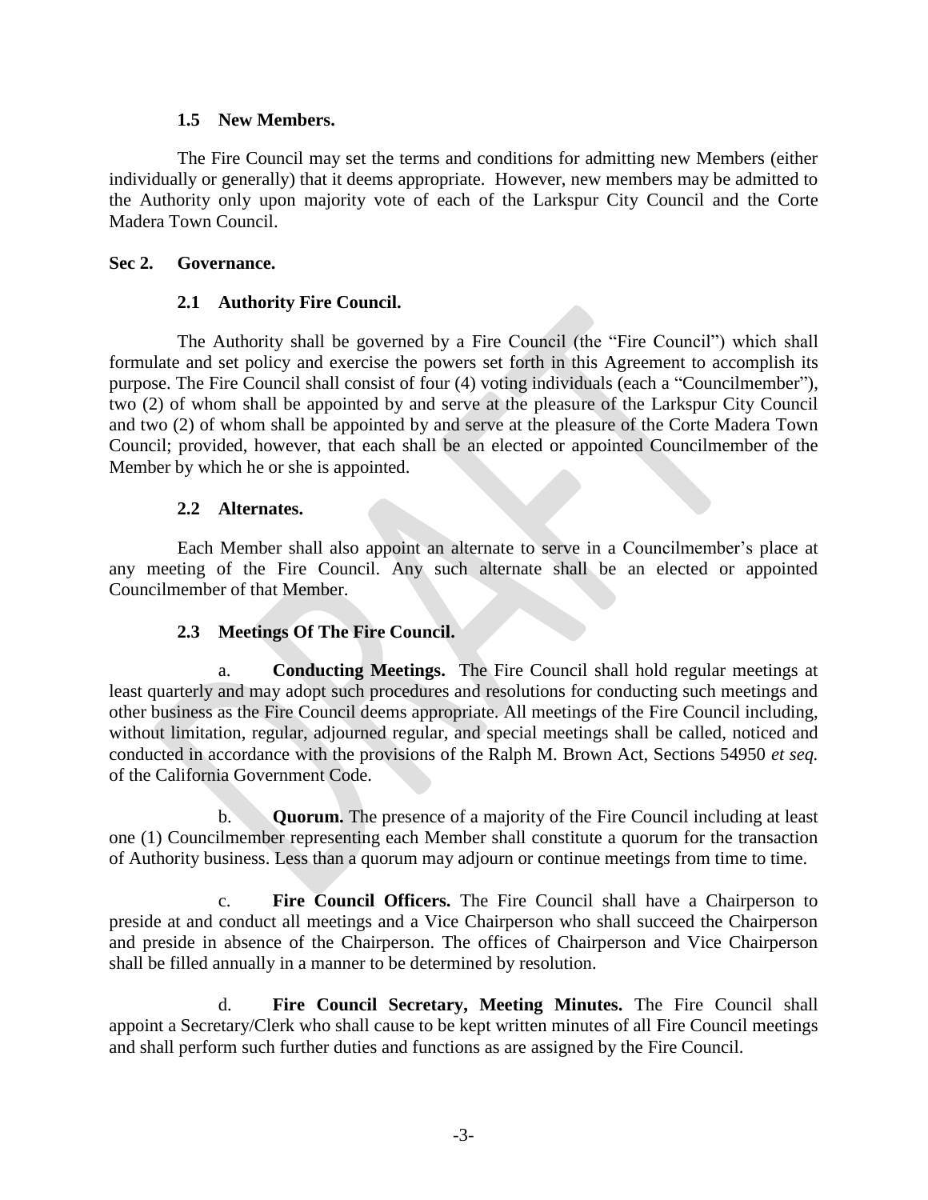### 1.5 New Members.

The Fire Council may set the terms and conditions for admitting new Members (either individually or generally) that it deems appropriate. However, new members may be admitted to the Authority only upon majority vote of each of the Larkspur City Council and the Corte Madera Town Council.

## Sec 2. Governance.

### 2.1 Authority Fire Council.

The Authority shall be governed by a Fire Council (the "Fire Council") which shall formulate and set policy and exercise the powers set forth in this Agreement to accomplish its purpose. The Fire Council shall consist of four (4) voting individuals (each a "Councilmember"), two (2) of whom shall be appointed by and serve at the pleasure of the Larkspur City Council and two (2) of whom shall be appointed by and serve at the pleasure of the Corte Madera Town Council; provided, however, that each shall be an elected or appointed Councilmember of the Member by which he or she is appointed.

### 2.2 Alternates.

Each Member shall also appoint an alternate to serve in a Councilmember's place at any meeting of the Fire Council. Any such alternate shall be an elected or appointed Councilmember of that Member.

### 2.3 Meetings Of The Fire Council.

a. **Conducting Meetings.** The Fire Council shall hold regular meetings at least quarterly and may adopt such procedures and resolutions for conducting such meetings and other business as the Fire Council deems appropriate. All meetings of the Fire Council including, without limitation, regular, adjourned regular, and special meetings shall be called, noticed and conducted in accordance with the provisions of the Ralph M. Brown Act, Sections 54950 *et seq.* of the California Government Code.

b. **Quorum.** The presence of a majority of the Fire Council including at least one (1) Councilmember representing each Member shall constitute a quorum for the transaction of Authority business. Less than a quorum may adjourn or continue meetings from time to time.

c. **Fire Council Officers.** The Fire Council shall have a Chairperson to preside at and conduct all meetings and a Vice Chairperson who shall succeed the Chairperson and preside in absence of the Chairperson. The offices of Chairperson and Vice Chairperson shall be filled annually in a manner to be determined by resolution.

d. **Fire Council Secretary, Meeting Minutes.** The Fire Council shall appoint a Secretary/Clerk who shall cause to be kept written minutes of all Fire Council meetings and shall perform such further duties and functions as are assigned by the Fire Council.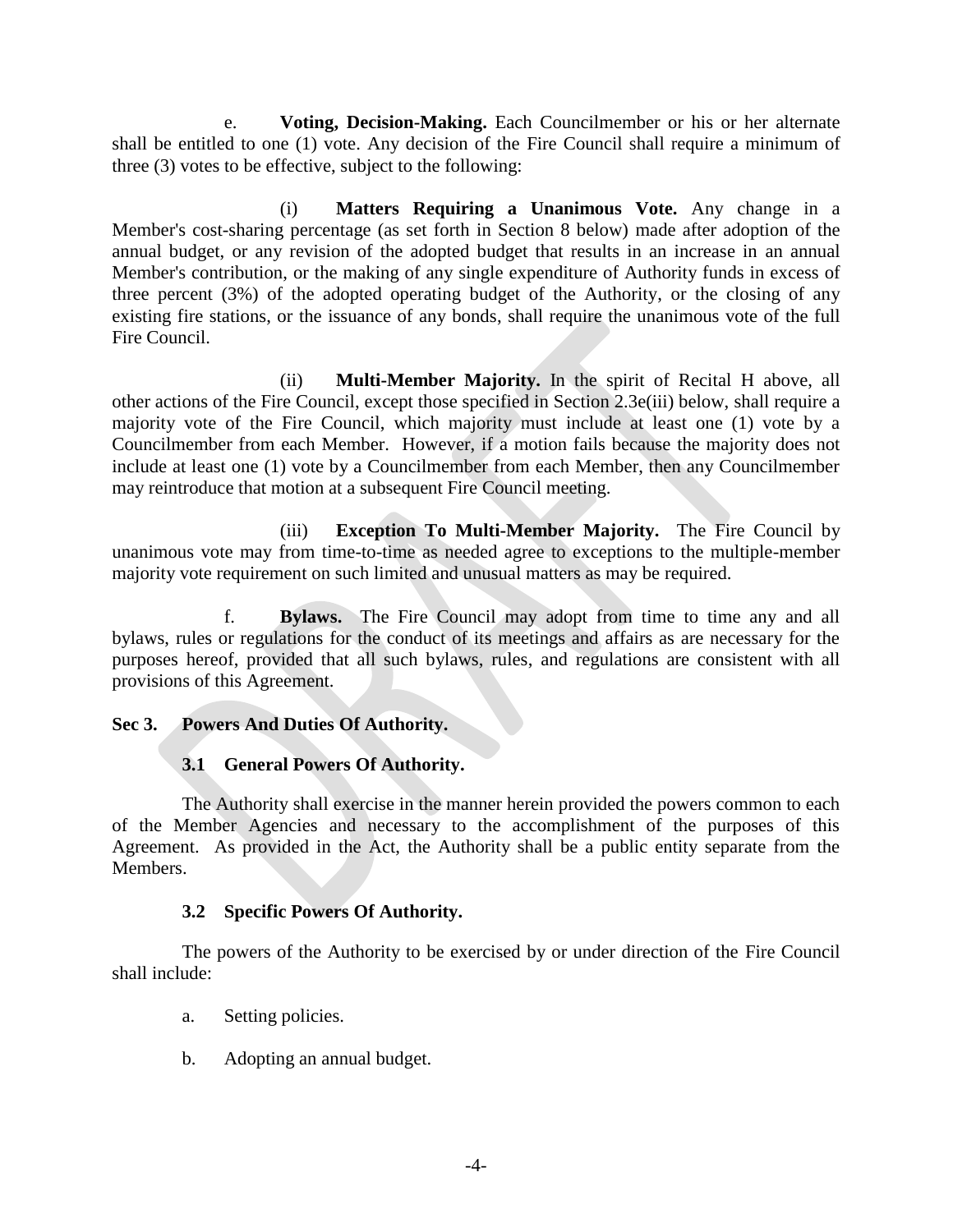e. **Voting, Decision-Making.** Each Councilmember or his or her alternate shall be entitled to one (1) vote. Any decision of the Fire Council shall require a minimum of three (3) votes to be effective, subject to the following:

(i) **Matters Requiring a Unanimous Vote.** Any change in a Member's cost-sharing percentage (as set forth in Section 8 below) made after adoption of the annual budget, or any revision of the adopted budget that results in an increase in an annual Member's contribution, or the making of any single expenditure of Authority funds in excess of three percent (3%) of the adopted operating budget of the Authority, or the closing of any existing fire stations, or the issuance of any bonds, shall require the unanimous vote of the full Fire Council.

(ii) **Multi-Member Majority.** In the spirit of Recital H above, all other actions of the Fire Council, except those specified in Section 2.3e(iii) below, shall require a majority vote of the Fire Council, which majority must include at least one (1) vote by a Councilmember from each Member. However, if a motion fails because the majority does not include at least one (1) vote by a Councilmember from each Member, then any Councilmember may reintroduce that motion at a subsequent Fire Council meeting.

(iii) **Exception To Multi-Member Majority.** The Fire Council by unanimous vote may from time-to-time as needed agree to exceptions to the multiple-member majority vote requirement on such limited and unusual matters as may be required.

f. **Bylaws.** The Fire Council may adopt from time to time any and all bylaws, rules or regulations for the conduct of its meetings and affairs as are necessary for the purposes hereof, provided that all such bylaws, rules, and regulations are consistent with all provisions of this Agreement.

## Sec 3. Powers And Duties Of Authority.

### 3.1 General Powers Of Authority.

The Authority shall exercise in the manner herein provided the powers common to each of the Member Agencies and necessary to the accomplishment of the purposes of this Agreement. As provided in the Act, the Authority shall be a public entity separate from the Members.

### 3.2 Specific Powers Of Authority.

The powers of the Authority to be exercised by or under direction of the Fire Council shall include:

a. Setting policies.

b. Adopting an annual budget.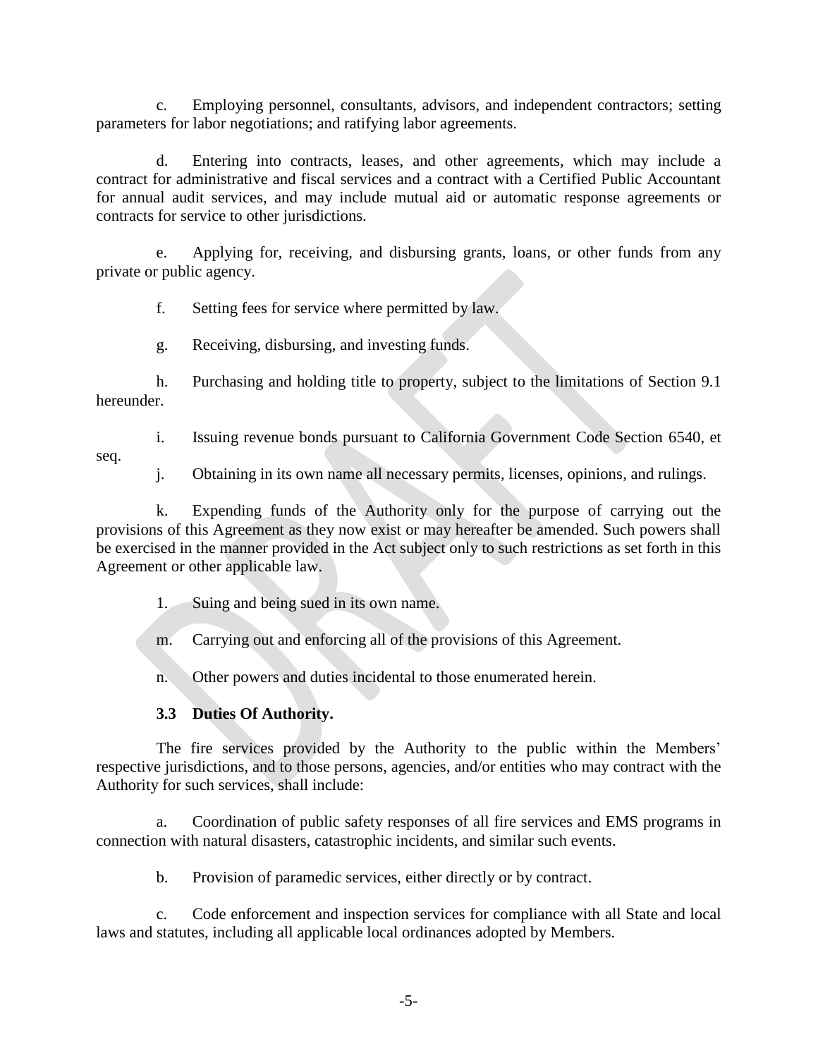c. Employing personnel, consultants, advisors, and independent contractors; setting parameters for labor negotiations; and ratifying labor agreements.

d. Entering into contracts, leases, and other agreements, which may include a contract for administrative and fiscal services and a contract with a Certified Public Accountant for annual audit services, and may include mutual aid or automatic response agreements or contracts for service to other jurisdictions.

e. Applying for, receiving, and disbursing grants, loans, or other funds from any private or public agency.

f. Setting fees for service where permitted by law.

g. Receiving, disbursing, and investing funds.

h. Purchasing and holding title to property, subject to the limitations of Section 9.1 hereunder.

i. Issuing revenue bonds pursuant to California Government Code Section 6540, et seq.

j. Obtaining in its own name all necessary permits, licenses, opinions, and rulings.

k. Expending funds of the Authority only for the purpose of carrying out the provisions of this Agreement as they now exist or may hereafter be amended. Such powers shall be exercised in the manner provided in the Act subject only to such restrictions as set forth in this Agreement or other applicable law.

l. Suing and being sued in its own name.

m. Carrying out and enforcing all of the provisions of this Agreement.

n. Other powers and duties incidental to those enumerated herein.

**3.3 Duties Of Authority.**

The fire services provided by the Authority to the public within the Members' respective jurisdictions, and to those persons, agencies, and/or entities who may contract with the Authority for such services, shall include:

a. Coordination of public safety responses of all fire services and EMS programs in connection with natural disasters, catastrophic incidents, and similar such events.

b. Provision of paramedic services, either directly or by contract.

c. Code enforcement and inspection services for compliance with all State and local laws and statutes, including all applicable local ordinances adopted by Members.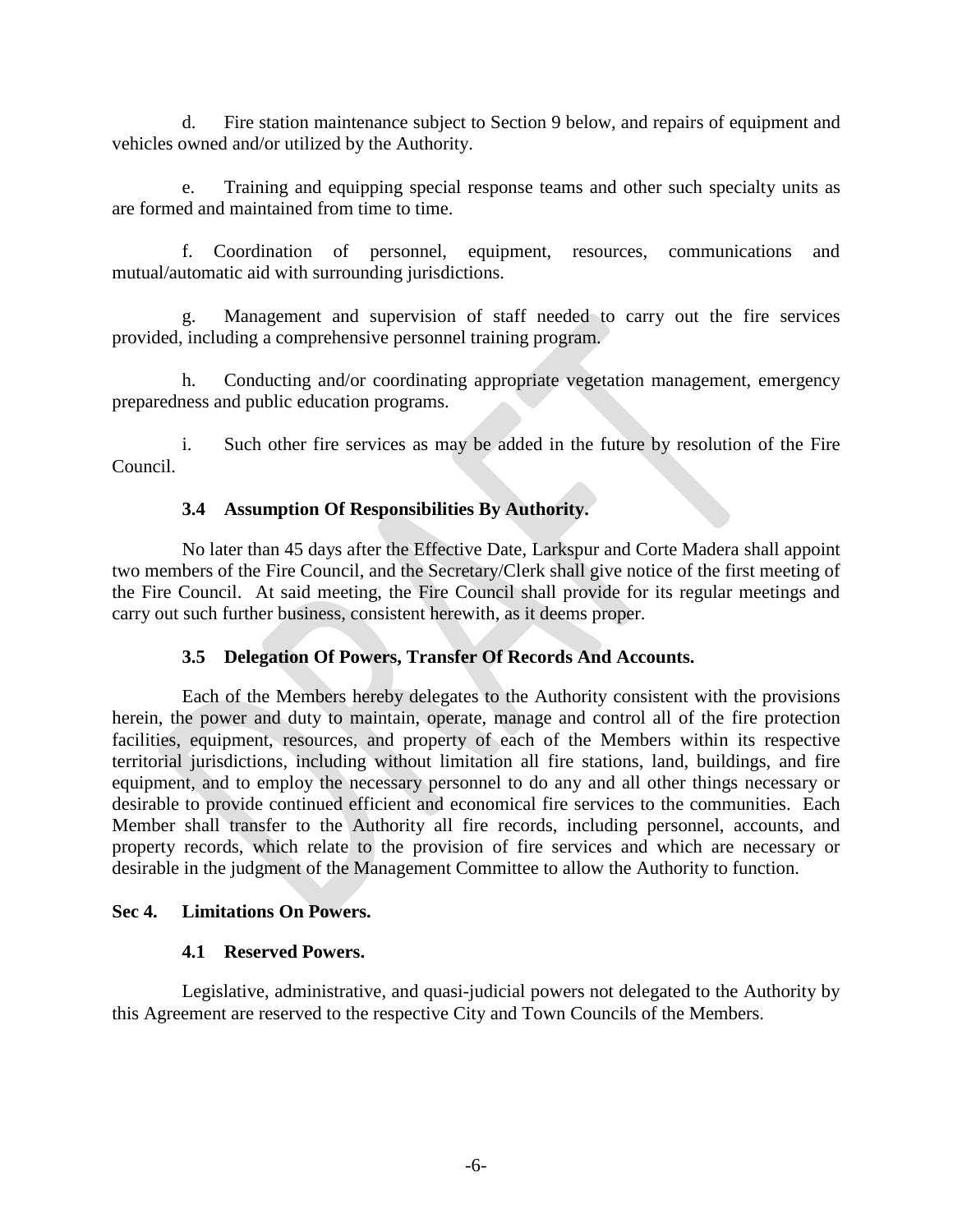d. Fire station maintenance subject to Section 9 below, and repairs of equipment and vehicles owned and/or utilized by the Authority.

e. Training and equipping special response teams and other such specialty units as are formed and maintained from time to time.

f. Coordination of personnel, equipment, resources, communications and mutual/automatic aid with surrounding jurisdictions.

g. Management and supervision of staff needed to carry out the fire services provided, including a comprehensive personnel training program.

h. Conducting and/or coordinating appropriate vegetation management, emergency preparedness and public education programs.

i. Such other fire services as may be added in the future by resolution of the Fire Council.

### 3.4 Assumption Of Responsibilities By Authority.

No later than 45 days after the Effective Date, Larkspur and Corte Madera shall appoint two members of the Fire Council, and the Secretary/Clerk shall give notice of the first meeting of the Fire Council. At said meeting, the Fire Council shall provide for its regular meetings and carry out such further business, consistent herewith, as it deems proper.

### 3.5 Delegation Of Powers, Transfer Of Records And Accounts.

Each of the Members hereby delegates to the Authority consistent with the provisions herein, the power and duty to maintain, operate, manage and control all of the fire protection facilities, equipment, resources, and property of each of the Members within its respective territorial jurisdictions, including without limitation all fire stations, land, buildings, and fire equipment, and to employ the necessary personnel to do any and all other things necessary or desirable to provide continued efficient and economical fire services to the communities. Each Member shall transfer to the Authority all fire records, including personnel, accounts, and property records, which relate to the provision of fire services and which are necessary or desirable in the judgment of the Management Committee to allow the Authority to function.

## Sec 4. Limitations On Powers.

### 4.1 Reserved Powers.

Legislative, administrative, and quasi-judicial powers not delegated to the Authority by this Agreement are reserved to the respective City and Town Councils of the Members.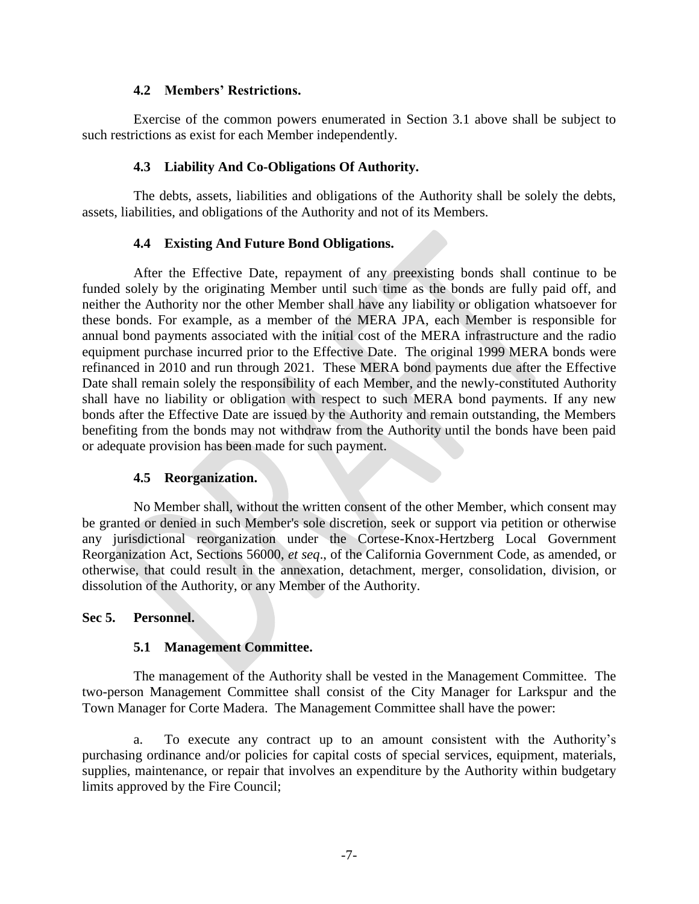### 4.2 Members' Restrictions.

Exercise of the common powers enumerated in Section 3.1 above shall be subject to such restrictions as exist for each Member independently.

### 4.3 Liability And Co-Obligations Of Authority.

The debts, assets, liabilities and obligations of the Authority shall be solely the debts, assets, liabilities, and obligations of the Authority and not of its Members.

### 4.4 Existing And Future Bond Obligations.

After the Effective Date, repayment of any preexisting bonds shall continue to be funded solely by the originating Member until such time as the bonds are fully paid off, and neither the Authority nor the other Member shall have any liability or obligation whatsoever for these bonds. For example, as a member of the MERA JPA, each Member is responsible for annual bond payments associated with the initial cost of the MERA infrastructure and the radio equipment purchase incurred prior to the Effective Date. The original 1999 MERA bonds were refinanced in 2010 and run through 2021. These MERA bond payments due after the Effective Date shall remain solely the responsibility of each Member, and the newly-constituted Authority shall have no liability or obligation with respect to such MERA bond payments. If any new bonds after the Effective Date are issued by the Authority and remain outstanding, the Members benefiting from the bonds may not withdraw from the Authority until the bonds have been paid or adequate provision has been made for such payment.

### 4.5 Reorganization.

No Member shall, without the written consent of the other Member, which consent may be granted or denied in such Member's sole discretion, seek or support via petition or otherwise any jurisdictional reorganization under the Cortese-Knox-Hertzberg Local Government Reorganization Act, Sections 56000, *et seq*., of the California Government Code, as amended, or otherwise, that could result in the annexation, detachment, merger, consolidation, division, or dissolution of the Authority, or any Member of the Authority.

## Sec 5. Personnel.

### 5.1 Management Committee.

The management of the Authority shall be vested in the Management Committee. The two-person Management Committee shall consist of the City Manager for Larkspur and the Town Manager for Corte Madera. The Management Committee shall have the power:

a. To execute any contract up to an amount consistent with the Authority's purchasing ordinance and/or policies for capital costs of special services, equipment, materials, supplies, maintenance, or repair that involves an expenditure by the Authority within budgetary limits approved by the Fire Council;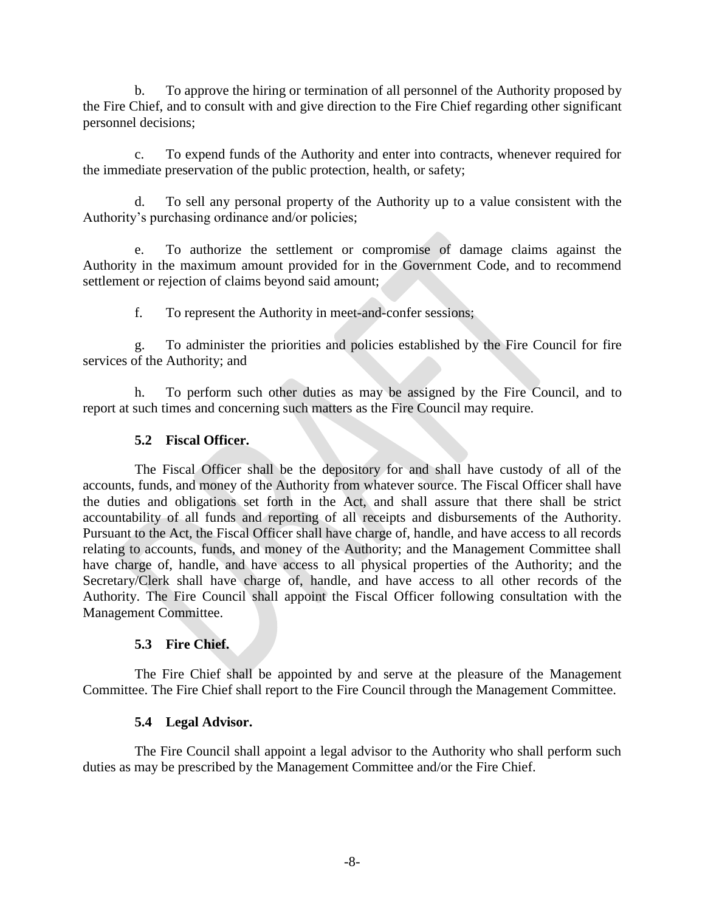b. To approve the hiring or termination of all personnel of the Authority proposed by the Fire Chief, and to consult with and give direction to the Fire Chief regarding other significant personnel decisions;

c. To expend funds of the Authority and enter into contracts, whenever required for the immediate preservation of the public protection, health, or safety;

d. To sell any personal property of the Authority up to a value consistent with the Authority's purchasing ordinance and/or policies;

e. To authorize the settlement or compromise of damage claims against the Authority in the maximum amount provided for in the Government Code, and to recommend settlement or rejection of claims beyond said amount;

f. To represent the Authority in meet-and-confer sessions;

g. To administer the priorities and policies established by the Fire Council for fire services of the Authority; and

h. To perform such other duties as may be assigned by the Fire Council, and to report at such times and concerning such matters as the Fire Council may require.

**5.2 Fiscal Officer.**

The Fiscal Officer shall be the depository for and shall have custody of all of the accounts, funds, and money of the Authority from whatever source. The Fiscal Officer shall have the duties and obligations set forth in the Act, and shall assure that there shall be strict accountability of all funds and reporting of all receipts and disbursements of the Authority. Pursuant to the Act, the Fiscal Officer shall have charge of, handle, and have access to all records relating to accounts, funds, and money of the Authority; and the Management Committee shall have charge of, handle, and have access to all physical properties of the Authority; and the Secretary/Clerk shall have charge of, handle, and have access to all other records of the Authority. The Fire Council shall appoint the Fiscal Officer following consultation with the Management Committee.

**5.3 Fire Chief.**

The Fire Chief shall be appointed by and serve at the pleasure of the Management Committee. The Fire Chief shall report to the Fire Council through the Management Committee.

**5.4 Legal Advisor.**

The Fire Council shall appoint a legal advisor to the Authority who shall perform such duties as may be prescribed by the Management Committee and/or the Fire Chief.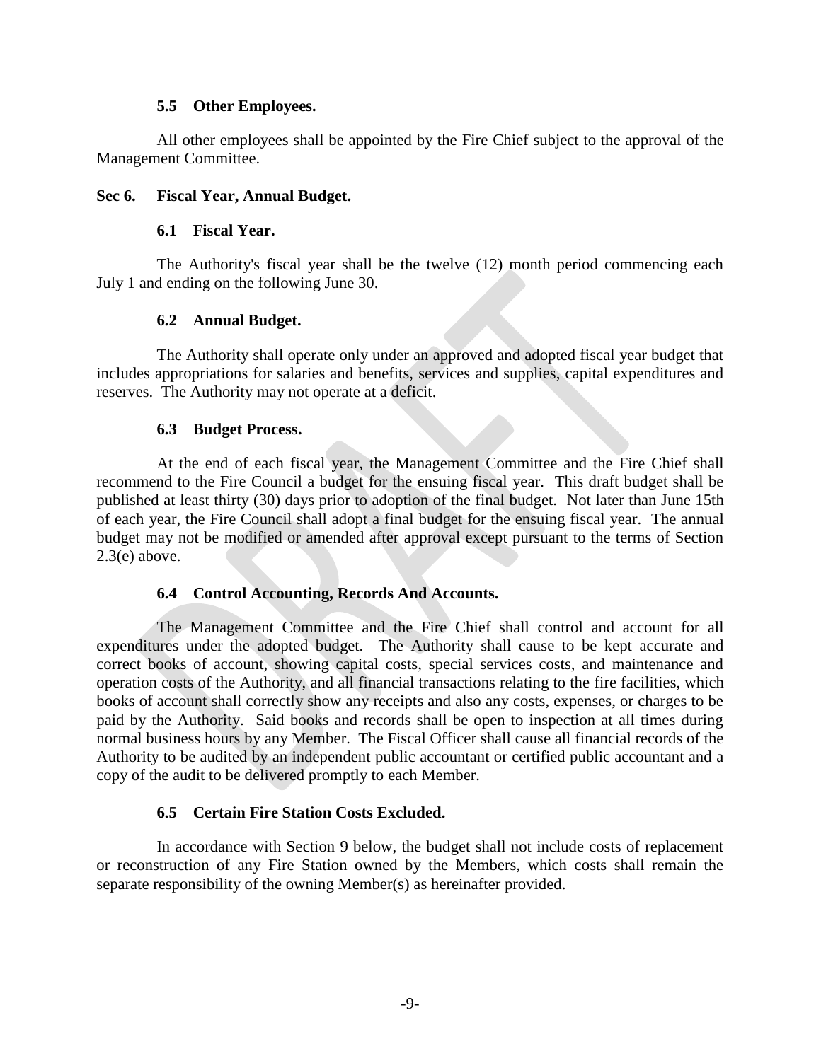### 5.5 Other Employees.

All other employees shall be appointed by the Fire Chief subject to the approval of the Management Committee.

## Sec 6. Fiscal Year, Annual Budget.

### 6.1 Fiscal Year.

The Authority's fiscal year shall be the twelve (12) month period commencing each July 1 and ending on the following June 30.

### 6.2 Annual Budget.

The Authority shall operate only under an approved and adopted fiscal year budget that includes appropriations for salaries and benefits, services and supplies, capital expenditures and reserves. The Authority may not operate at a deficit.

### 6.3 Budget Process.

At the end of each fiscal year, the Management Committee and the Fire Chief shall recommend to the Fire Council a budget for the ensuing fiscal year. This draft budget shall be published at least thirty (30) days prior to adoption of the final budget. Not later than June 15th of each year, the Fire Council shall adopt a final budget for the ensuing fiscal year. The annual budget may not be modified or amended after approval except pursuant to the terms of Section 2.3(e) above.

### 6.4 Control Accounting, Records And Accounts.

The Management Committee and the Fire Chief shall control and account for all expenditures under the adopted budget. The Authority shall cause to be kept accurate and correct books of account, showing capital costs, special services costs, and maintenance and operation costs of the Authority, and all financial transactions relating to the fire facilities, which books of account shall correctly show any receipts and also any costs, expenses, or charges to be paid by the Authority. Said books and records shall be open to inspection at all times during normal business hours by any Member. The Fiscal Officer shall cause all financial records of the Authority to be audited by an independent public accountant or certified public accountant and a copy of the audit to be delivered promptly to each Member.

### 6.5 Certain Fire Station Costs Excluded.

In accordance with Section 9 below, the budget shall not include costs of replacement or reconstruction of any Fire Station owned by the Members, which costs shall remain the separate responsibility of the owning Member(s) as hereinafter provided.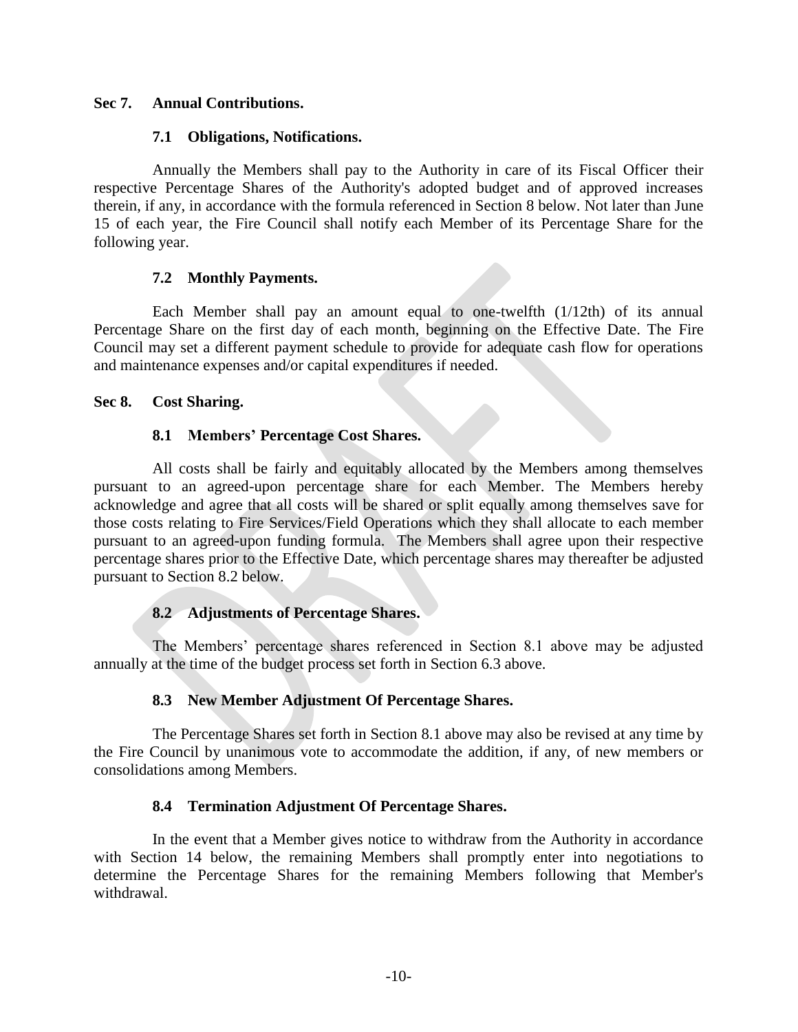## Sec 7. Annual Contributions.

### 7.1 Obligations, Notifications.

Annually the Members shall pay to the Authority in care of its Fiscal Officer their respective Percentage Shares of the Authority's adopted budget and of approved increases therein, if any, in accordance with the formula referenced in Section 8 below. Not later than June 15 of each year, the Fire Council shall notify each Member of its Percentage Share for the following year.

### 7.2 Monthly Payments.

Each Member shall pay an amount equal to one-twelfth (1/12th) of its annual Percentage Share on the first day of each month, beginning on the Effective Date. The Fire Council may set a different payment schedule to provide for adequate cash flow for operations and maintenance expenses and/or capital expenditures if needed.

## Sec 8. Cost Sharing.

### 8.1 Members' Percentage Cost Shares.

All costs shall be fairly and equitably allocated by the Members among themselves pursuant to an agreed-upon percentage share for each Member. The Members hereby acknowledge and agree that all costs will be shared or split equally among themselves save for those costs relating to Fire Services/Field Operations which they shall allocate to each member pursuant to an agreed-upon funding formula. The Members shall agree upon their respective percentage shares prior to the Effective Date, which percentage shares may thereafter be adjusted pursuant to Section 8.2 below.

### 8.2 Adjustments of Percentage Shares.

The Members' percentage shares referenced in Section 8.1 above may be adjusted annually at the time of the budget process set forth in Section 6.3 above.

### 8.3 New Member Adjustment Of Percentage Shares.

The Percentage Shares set forth in Section 8.1 above may also be revised at any time by the Fire Council by unanimous vote to accommodate the addition, if any, of new members or consolidations among Members.

### 8.4 Termination Adjustment Of Percentage Shares.

In the event that a Member gives notice to withdraw from the Authority in accordance with Section 14 below, the remaining Members shall promptly enter into negotiations to determine the Percentage Shares for the remaining Members following that Member's withdrawal.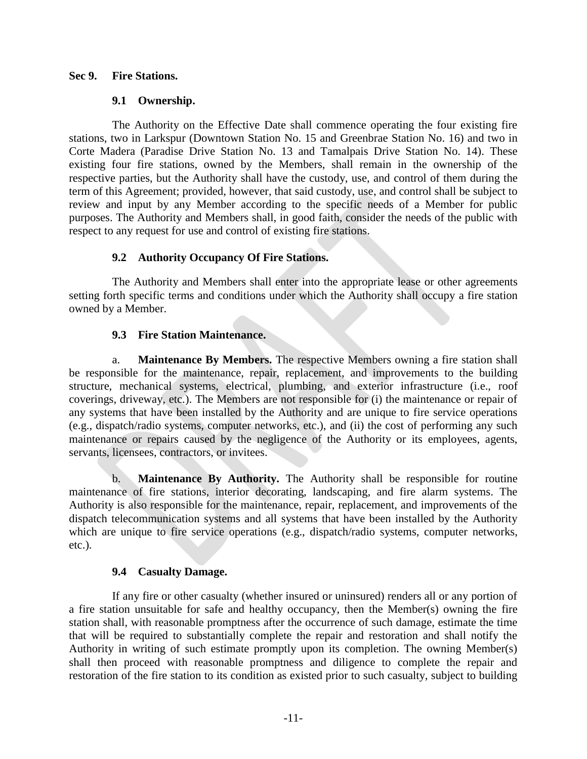## Sec 9. Fire Stations.

### 9.1 Ownership.

The Authority on the Effective Date shall commence operating the four existing fire stations, two in Larkspur (Downtown Station No. 15 and Greenbrae Station No. 16) and two in Corte Madera (Paradise Drive Station No. 13 and Tamalpais Drive Station No. 14). These existing four fire stations, owned by the Members, shall remain in the ownership of the respective parties, but the Authority shall have the custody, use, and control of them during the term of this Agreement; provided, however, that said custody, use, and control shall be subject to review and input by any Member according to the specific needs of a Member for public purposes. The Authority and Members shall, in good faith, consider the needs of the public with respect to any request for use and control of existing fire stations.

### 9.2 Authority Occupancy Of Fire Stations.

The Authority and Members shall enter into the appropriate lease or other agreements setting forth specific terms and conditions under which the Authority shall occupy a fire station owned by a Member.

### 9.3 Fire Station Maintenance.

a. **Maintenance By Members.** The respective Members owning a fire station shall be responsible for the maintenance, repair, replacement, and improvements to the building structure, mechanical systems, electrical, plumbing, and exterior infrastructure (i.e., roof coverings, driveway, etc.). The Members are not responsible for (i) the maintenance or repair of any systems that have been installed by the Authority and are unique to fire service operations (e.g., dispatch/radio systems, computer networks, etc.), and (ii) the cost of performing any such maintenance or repairs caused by the negligence of the Authority or its employees, agents, servants, licensees, contractors, or invitees.

b. **Maintenance By Authority.** The Authority shall be responsible for routine maintenance of fire stations, interior decorating, landscaping, and fire alarm systems. The Authority is also responsible for the maintenance, repair, replacement, and improvements of the dispatch telecommunication systems and all systems that have been installed by the Authority which are unique to fire service operations (e.g., dispatch/radio systems, computer networks, etc.).

### 9.4 Casualty Damage.

If any fire or other casualty (whether insured or uninsured) renders all or any portion of a fire station unsuitable for safe and healthy occupancy, then the Member(s) owning the fire station shall, with reasonable promptness after the occurrence of such damage, estimate the time that will be required to substantially complete the repair and restoration and shall notify the Authority in writing of such estimate promptly upon its completion. The owning Member(s) shall then proceed with reasonable promptness and diligence to complete the repair and restoration of the fire station to its condition as existed prior to such casualty, subject to building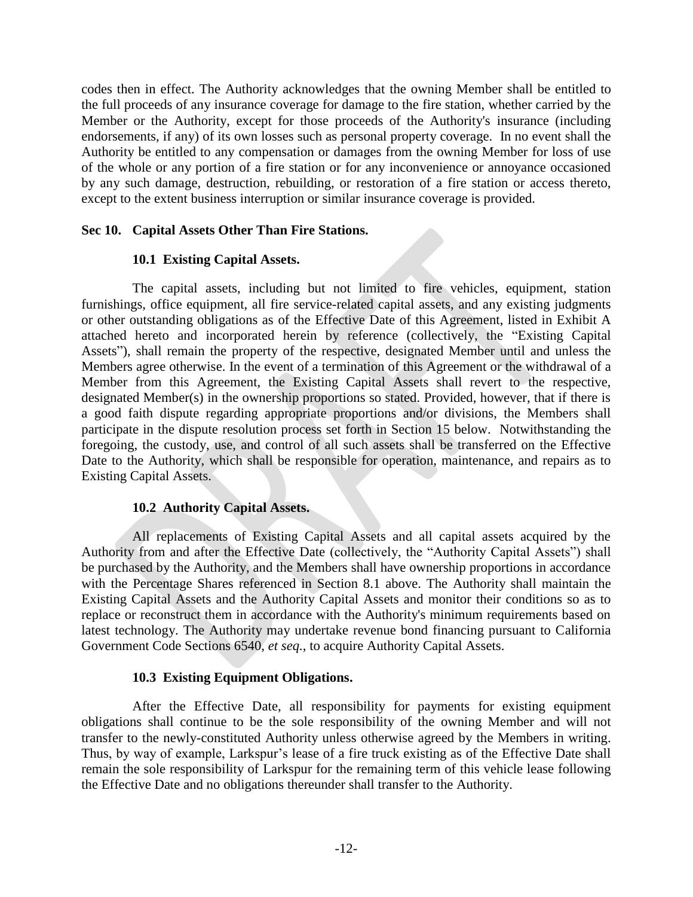codes then in effect. The Authority acknowledges that the owning Member shall be entitled to the full proceeds of any insurance coverage for damage to the fire station, whether carried by the Member or the Authority, except for those proceeds of the Authority's insurance (including endorsements, if any) of its own losses such as personal property coverage. In no event shall the Authority be entitled to any compensation or damages from the owning Member for loss of use of the whole or any portion of a fire station or for any inconvenience or annoyance occasioned by any such damage, destruction, rebuilding, or restoration of a fire station or access thereto, except to the extent business interruption or similar insurance coverage is provided.

**Sec 10. Capital Assets Other Than Fire Stations.**

**10.1 Existing Capital Assets.**

The capital assets, including but not limited to fire vehicles, equipment, station furnishings, office equipment, all fire service-related capital assets, and any existing judgments or other outstanding obligations as of the Effective Date of this Agreement, listed in Exhibit A attached hereto and incorporated herein by reference (collectively, the "Existing Capital Assets"), shall remain the property of the respective, designated Member until and unless the Members agree otherwise. In the event of a termination of this Agreement or the withdrawal of a Member from this Agreement, the Existing Capital Assets shall revert to the respective, designated Member(s) in the ownership proportions so stated. Provided, however, that if there is a good faith dispute regarding appropriate proportions and/or divisions, the Members shall participate in the dispute resolution process set forth in Section 15 below. Notwithstanding the foregoing, the custody, use, and control of all such assets shall be transferred on the Effective Date to the Authority, which shall be responsible for operation, maintenance, and repairs as to Existing Capital Assets.

**10.2 Authority Capital Assets.**

All replacements of Existing Capital Assets and all capital assets acquired by the Authority from and after the Effective Date (collectively, the "Authority Capital Assets") shall be purchased by the Authority, and the Members shall have ownership proportions in accordance with the Percentage Shares referenced in Section 8.1 above. The Authority shall maintain the Existing Capital Assets and the Authority Capital Assets and monitor their conditions so as to replace or reconstruct them in accordance with the Authority's minimum requirements based on latest technology. The Authority may undertake revenue bond financing pursuant to California Government Code Sections 6540, *et seq.*, to acquire Authority Capital Assets.

**10.3 Existing Equipment Obligations.**

After the Effective Date, all responsibility for payments for existing equipment obligations shall continue to be the sole responsibility of the owning Member and will not transfer to the newly-constituted Authority unless otherwise agreed by the Members in writing. Thus, by way of example, Larkspur's lease of a fire truck existing as of the Effective Date shall remain the sole responsibility of Larkspur for the remaining term of this vehicle lease following the Effective Date and no obligations thereunder shall transfer to the Authority.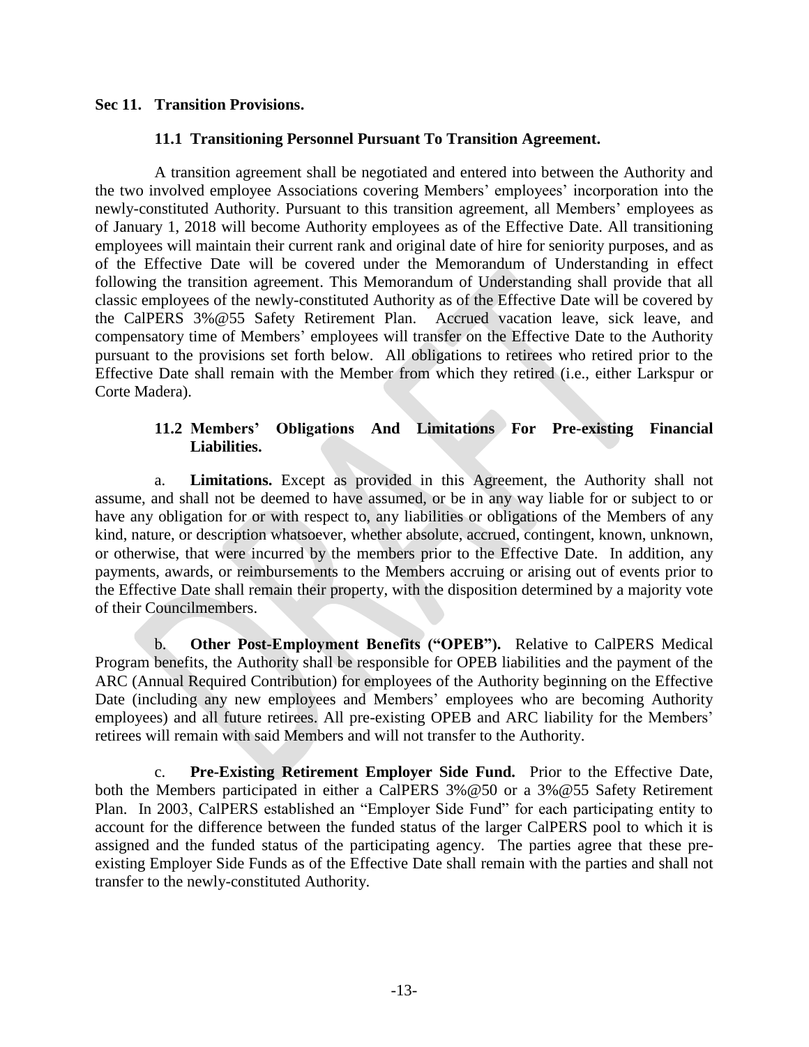## Sec 11. Transition Provisions.

### 11.1 Transitioning Personnel Pursuant To Transition Agreement.

A transition agreement shall be negotiated and entered into between the Authority and the two involved employee Associations covering Members' employees' incorporation into the newly-constituted Authority. Pursuant to this transition agreement, all Members' employees as of January 1, 2018 will become Authority employees as of the Effective Date. All transitioning employees will maintain their current rank and original date of hire for seniority purposes, and as of the Effective Date will be covered under the Memorandum of Understanding in effect following the transition agreement. This Memorandum of Understanding shall provide that all classic employees of the newly-constituted Authority as of the Effective Date will be covered by the CalPERS 3%@55 Safety Retirement Plan. Accrued vacation leave, sick leave, and compensatory time of Members' employees will transfer on the Effective Date to the Authority pursuant to the provisions set forth below. All obligations to retirees who retired prior to the Effective Date shall remain with the Member from which they retired (i.e., either Larkspur or Corte Madera).

### 11.2 Members' Obligations And Limitations For Pre-existing Financial Liabilities.

a. **Limitations.** Except as provided in this Agreement, the Authority shall not assume, and shall not be deemed to have assumed, or be in any way liable for or subject to or have any obligation for or with respect to, any liabilities or obligations of the Members of any kind, nature, or description whatsoever, whether absolute, accrued, contingent, known, unknown, or otherwise, that were incurred by the members prior to the Effective Date. In addition, any payments, awards, or reimbursements to the Members accruing or arising out of events prior to the Effective Date shall remain their property, with the disposition determined by a majority vote of their Councilmembers.

b. **Other Post-Employment Benefits ("OPEB").** Relative to CalPERS Medical Program benefits, the Authority shall be responsible for OPEB liabilities and the payment of the ARC (Annual Required Contribution) for employees of the Authority beginning on the Effective Date (including any new employees and Members' employees who are becoming Authority employees) and all future retirees. All pre-existing OPEB and ARC liability for the Members' retirees will remain with said Members and will not transfer to the Authority.

c. **Pre-Existing Retirement Employer Side Fund.** Prior to the Effective Date, both the Members participated in either a CalPERS 3%@50 or a 3%@55 Safety Retirement Plan. In 2003, CalPERS established an "Employer Side Fund" for each participating entity to account for the difference between the funded status of the larger CalPERS pool to which it is assigned and the funded status of the participating agency. The parties agree that these pre-existing Employer Side Funds as of the Effective Date shall remain with the parties and shall not transfer to the newly-constituted Authority.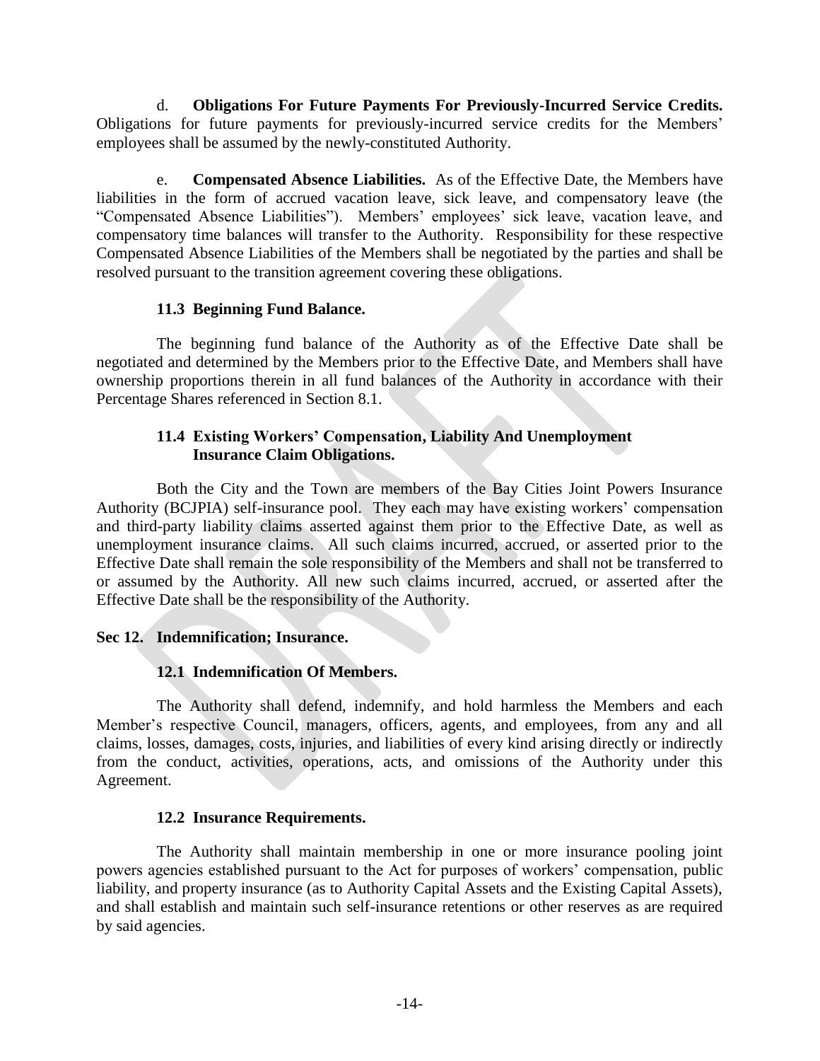d. **Obligations For Future Payments For Previously-Incurred Service Credits.** Obligations for future payments for previously-incurred service credits for the Members' employees shall be assumed by the newly-constituted Authority.

e. **Compensated Absence Liabilities.** As of the Effective Date, the Members have liabilities in the form of accrued vacation leave, sick leave, and compensatory leave (the "Compensated Absence Liabilities"). Members' employees' sick leave, vacation leave, and compensatory time balances will transfer to the Authority. Responsibility for these respective Compensated Absence Liabilities of the Members shall be negotiated by the parties and shall be resolved pursuant to the transition agreement covering these obligations.

### 11.3 Beginning Fund Balance.

The beginning fund balance of the Authority as of the Effective Date shall be negotiated and determined by the Members prior to the Effective Date, and Members shall have ownership proportions therein in all fund balances of the Authority in accordance with their Percentage Shares referenced in Section 8.1.

### 11.4 Existing Workers' Compensation, Liability And Unemployment Insurance Claim Obligations.

Both the City and the Town are members of the Bay Cities Joint Powers Insurance Authority (BCJPIA) self-insurance pool. They each may have existing workers' compensation and third-party liability claims asserted against them prior to the Effective Date, as well as unemployment insurance claims. All such claims incurred, accrued, or asserted prior to the Effective Date shall remain the sole responsibility of the Members and shall not be transferred to or assumed by the Authority. All new such claims incurred, accrued, or asserted after the Effective Date shall be the responsibility of the Authority.

## Sec 12. Indemnification; Insurance.

### 12.1 Indemnification Of Members.

The Authority shall defend, indemnify, and hold harmless the Members and each Member's respective Council, managers, officers, agents, and employees, from any and all claims, losses, damages, costs, injuries, and liabilities of every kind arising directly or indirectly from the conduct, activities, operations, acts, and omissions of the Authority under this Agreement.

### 12.2 Insurance Requirements.

The Authority shall maintain membership in one or more insurance pooling joint powers agencies established pursuant to the Act for purposes of workers' compensation, public liability, and property insurance (as to Authority Capital Assets and the Existing Capital Assets), and shall establish and maintain such self-insurance retentions or other reserves as are required by said agencies.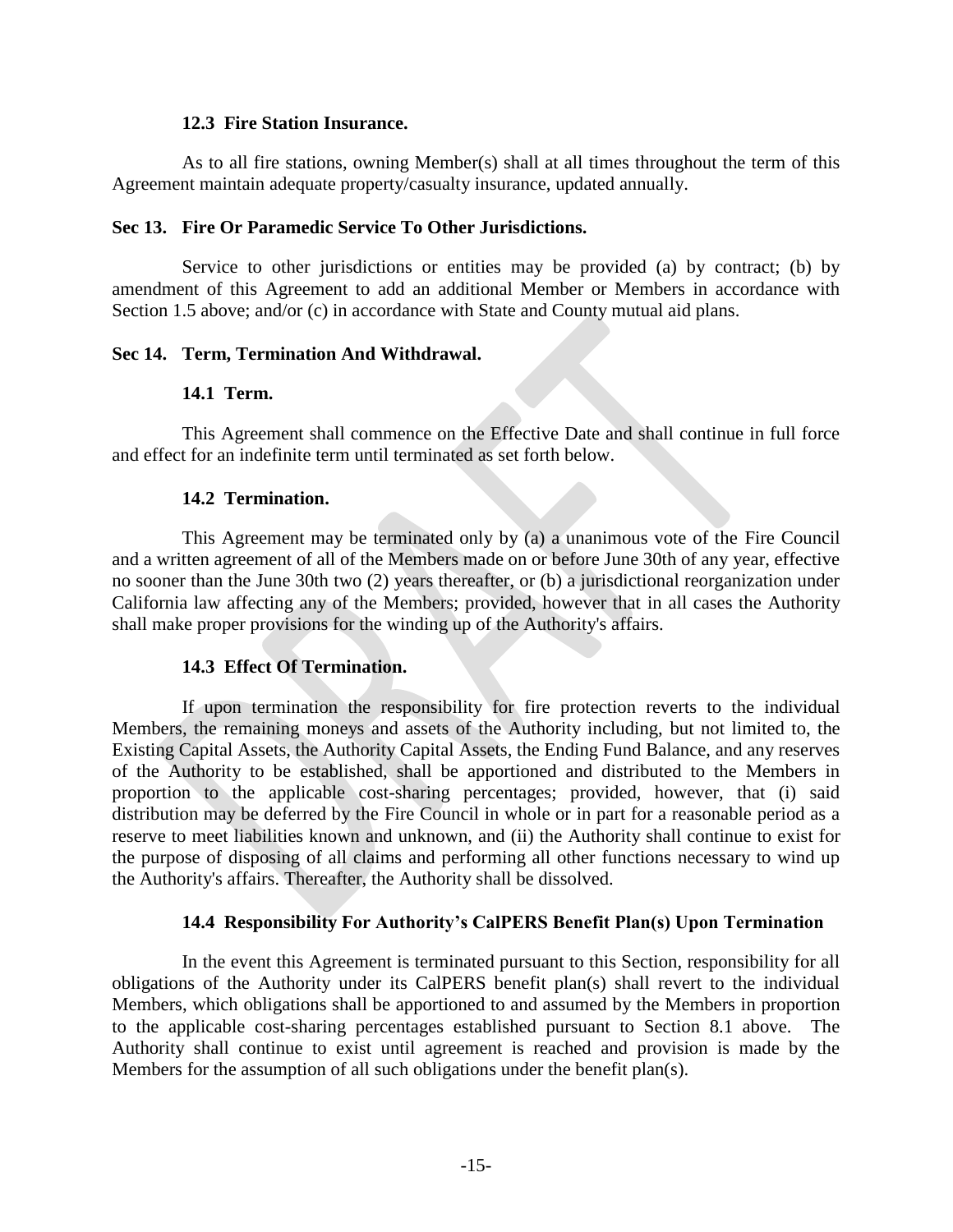### 12.3 Fire Station Insurance.

As to all fire stations, owning Member(s) shall at all times throughout the term of this Agreement maintain adequate property/casualty insurance, updated annually.

## Sec 13. Fire Or Paramedic Service To Other Jurisdictions.

Service to other jurisdictions or entities may be provided (a) by contract; (b) by amendment of this Agreement to add an additional Member or Members in accordance with Section 1.5 above; and/or (c) in accordance with State and County mutual aid plans.

## Sec 14. Term, Termination And Withdrawal.

### 14.1 Term.

This Agreement shall commence on the Effective Date and shall continue in full force and effect for an indefinite term until terminated as set forth below.

### 14.2 Termination.

This Agreement may be terminated only by (a) a unanimous vote of the Fire Council and a written agreement of all of the Members made on or before June 30th of any year, effective no sooner than the June 30th two (2) years thereafter, or (b) a jurisdictional reorganization under California law affecting any of the Members; provided, however that in all cases the Authority shall make proper provisions for the winding up of the Authority's affairs.

### 14.3 Effect Of Termination.

If upon termination the responsibility for fire protection reverts to the individual Members, the remaining moneys and assets of the Authority including, but not limited to, the Existing Capital Assets, the Authority Capital Assets, the Ending Fund Balance, and any reserves of the Authority to be established, shall be apportioned and distributed to the Members in proportion to the applicable cost-sharing percentages; provided, however, that (i) said distribution may be deferred by the Fire Council in whole or in part for a reasonable period as a reserve to meet liabilities known and unknown, and (ii) the Authority shall continue to exist for the purpose of disposing of all claims and performing all other functions necessary to wind up the Authority's affairs. Thereafter, the Authority shall be dissolved.

### 14.4 Responsibility For Authority's CalPERS Benefit Plan(s) Upon Termination

In the event this Agreement is terminated pursuant to this Section, responsibility for all obligations of the Authority under its CalPERS benefit plan(s) shall revert to the individual Members, which obligations shall be apportioned to and assumed by the Members in proportion to the applicable cost-sharing percentages established pursuant to Section 8.1 above. The Authority shall continue to exist until agreement is reached and provision is made by the Members for the assumption of all such obligations under the benefit plan(s).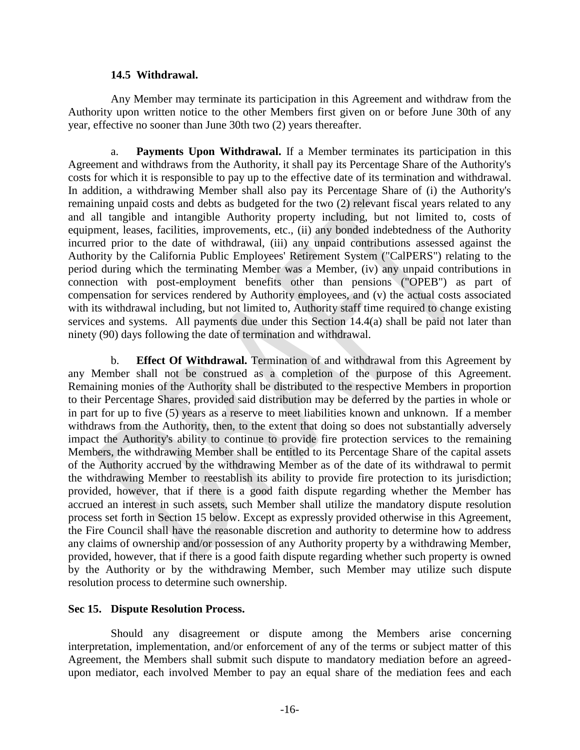#### 14.5 Withdrawal.

Any Member may terminate its participation in this Agreement and withdraw from the Authority upon written notice to the other Members first given on or before June 30th of any year, effective no sooner than June 30th two (2) years thereafter.

a. **Payments Upon Withdrawal.** If a Member terminates its participation in this Agreement and withdraws from the Authority, it shall pay its Percentage Share of the Authority's costs for which it is responsible to pay up to the effective date of its termination and withdrawal. In addition, a withdrawing Member shall also pay its Percentage Share of (i) the Authority's remaining unpaid costs and debts as budgeted for the two (2) relevant fiscal years related to any and all tangible and intangible Authority property including, but not limited to, costs of equipment, leases, facilities, improvements, etc., (ii) any bonded indebtedness of the Authority incurred prior to the date of withdrawal, (iii) any unpaid contributions assessed against the Authority by the California Public Employees' Retirement System ("CalPERS") relating to the period during which the terminating Member was a Member, (iv) any unpaid contributions in connection with post-employment benefits other than pensions ("OPEB") as part of compensation for services rendered by Authority employees, and (v) the actual costs associated with its withdrawal including, but not limited to, Authority staff time required to change existing services and systems. All payments due under this Section 14.4(a) shall be paid not later than ninety (90) days following the date of termination and withdrawal.

b. **Effect Of Withdrawal.** Termination of and withdrawal from this Agreement by any Member shall not be construed as a completion of the purpose of this Agreement. Remaining monies of the Authority shall be distributed to the respective Members in proportion to their Percentage Shares, provided said distribution may be deferred by the parties in whole or in part for up to five (5) years as a reserve to meet liabilities known and unknown. If a member withdraws from the Authority, then, to the extent that doing so does not substantially adversely impact the Authority's ability to continue to provide fire protection services to the remaining Members, the withdrawing Member shall be entitled to its Percentage Share of the capital assets of the Authority accrued by the withdrawing Member as of the date of its withdrawal to permit the withdrawing Member to reestablish its ability to provide fire protection to its jurisdiction; provided, however, that if there is a good faith dispute regarding whether the Member has accrued an interest in such assets, such Member shall utilize the mandatory dispute resolution process set forth in Section 15 below. Except as expressly provided otherwise in this Agreement, the Fire Council shall have the reasonable discretion and authority to determine how to address any claims of ownership and/or possession of any Authority property by a withdrawing Member, provided, however, that if there is a good faith dispute regarding whether such property is owned by the Authority or by the withdrawing Member, such Member may utilize such dispute resolution process to determine such ownership.

### Sec 15. Dispute Resolution Process.

Should any disagreement or dispute among the Members arise concerning interpretation, implementation, and/or enforcement of any of the terms or subject matter of this Agreement, the Members shall submit such dispute to mandatory mediation before an agreed-upon mediator, each involved Member to pay an equal share of the mediation fees and each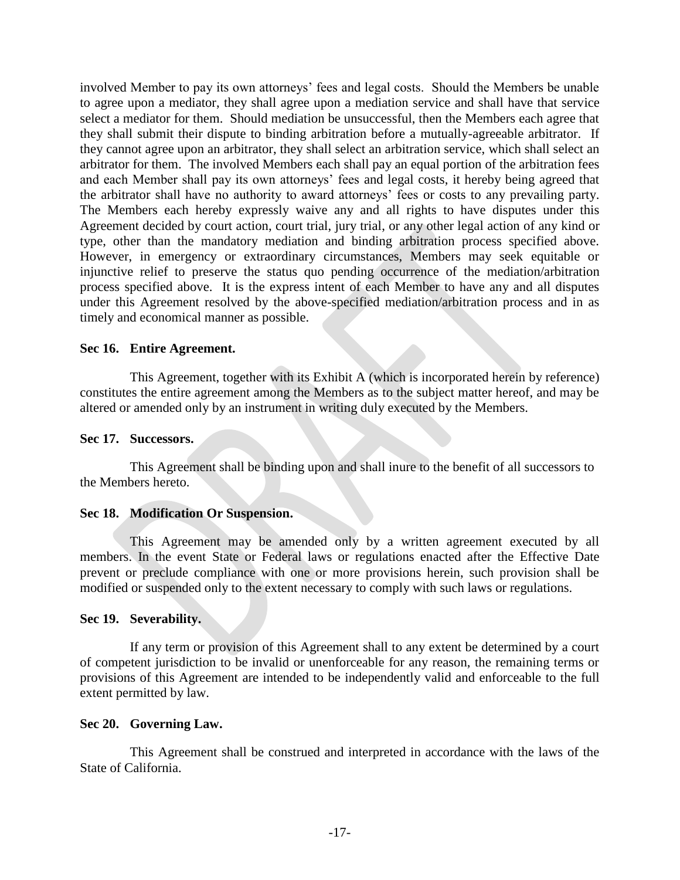involved Member to pay its own attorneys' fees and legal costs. Should the Members be unable to agree upon a mediator, they shall agree upon a mediation service and shall have that service select a mediator for them. Should mediation be unsuccessful, then the Members each agree that they shall submit their dispute to binding arbitration before a mutually-agreeable arbitrator. If they cannot agree upon an arbitrator, they shall select an arbitration service, which shall select an arbitrator for them. The involved Members each shall pay an equal portion of the arbitration fees and each Member shall pay its own attorneys' fees and legal costs, it hereby being agreed that the arbitrator shall have no authority to award attorneys' fees or costs to any prevailing party. The Members each hereby expressly waive any and all rights to have disputes under this Agreement decided by court action, court trial, jury trial, or any other legal action of any kind or type, other than the mandatory mediation and binding arbitration process specified above. However, in emergency or extraordinary circumstances, Members may seek equitable or injunctive relief to preserve the status quo pending occurrence of the mediation/arbitration process specified above. It is the express intent of each Member to have any and all disputes under this Agreement resolved by the above-specified mediation/arbitration process and in as timely and economical manner as possible.

**Sec 16. Entire Agreement.**

This Agreement, together with its Exhibit A (which is incorporated herein by reference) constitutes the entire agreement among the Members as to the subject matter hereof, and may be altered or amended only by an instrument in writing duly executed by the Members.

**Sec 17. Successors.**

This Agreement shall be binding upon and shall inure to the benefit of all successors to the Members hereto.

**Sec 18. Modification Or Suspension.**

This Agreement may be amended only by a written agreement executed by all members. In the event State or Federal laws or regulations enacted after the Effective Date prevent or preclude compliance with one or more provisions herein, such provision shall be modified or suspended only to the extent necessary to comply with such laws or regulations.

**Sec 19. Severability.**

If any term or provision of this Agreement shall to any extent be determined by a court of competent jurisdiction to be invalid or unenforceable for any reason, the remaining terms or provisions of this Agreement are intended to be independently valid and enforceable to the full extent permitted by law.

**Sec 20. Governing Law.**

This Agreement shall be construed and interpreted in accordance with the laws of the State of California.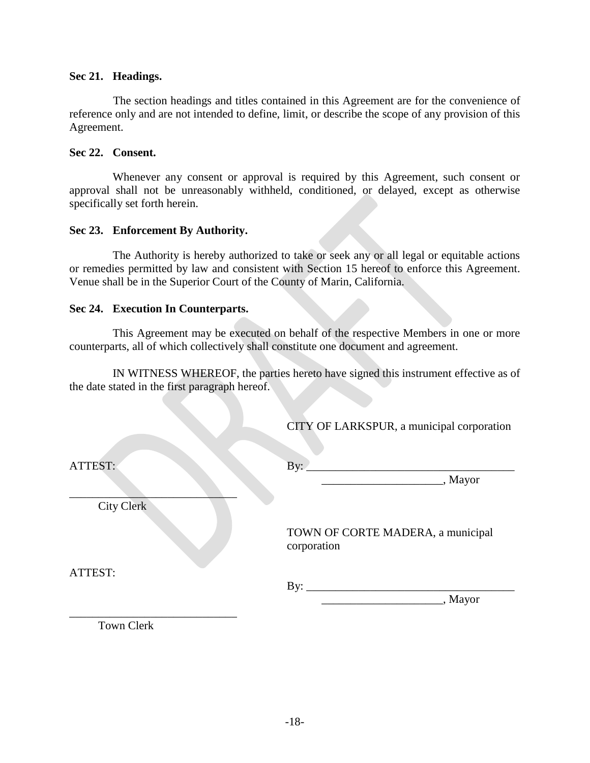**Sec 21. Headings.**

The section headings and titles contained in this Agreement are for the convenience of reference only and are not intended to define, limit, or describe the scope of any provision of this Agreement.

**Sec 22. Consent.**

Whenever any consent or approval is required by this Agreement, such consent or approval shall not be unreasonably withheld, conditioned, or delayed, except as otherwise specifically set forth herein.

**Sec 23. Enforcement By Authority.**

The Authority is hereby authorized to take or seek any or all legal or equitable actions or remedies permitted by law and consistent with Section 15 hereof to enforce this Agreement. Venue shall be in the Superior Court of the County of Marin, California.

**Sec 24. Execution In Counterparts.**

This Agreement may be executed on behalf of the respective Members in one or more counterparts, all of which collectively shall constitute one document and agreement.

IN WITNESS WHEREOF, the parties hereto have signed this instrument effective as of the date stated in the first paragraph hereof.

CITY OF LARKSPUR, a municipal corporation

ATTEST:

By: ____________________________________

_____________________, Mayor

_____________________________

City Clerk

TOWN OF CORTE MADERA, a municipal corporation

ATTEST:

By: ____________________________________

_____________________, Mayor

_____________________________

Town Clerk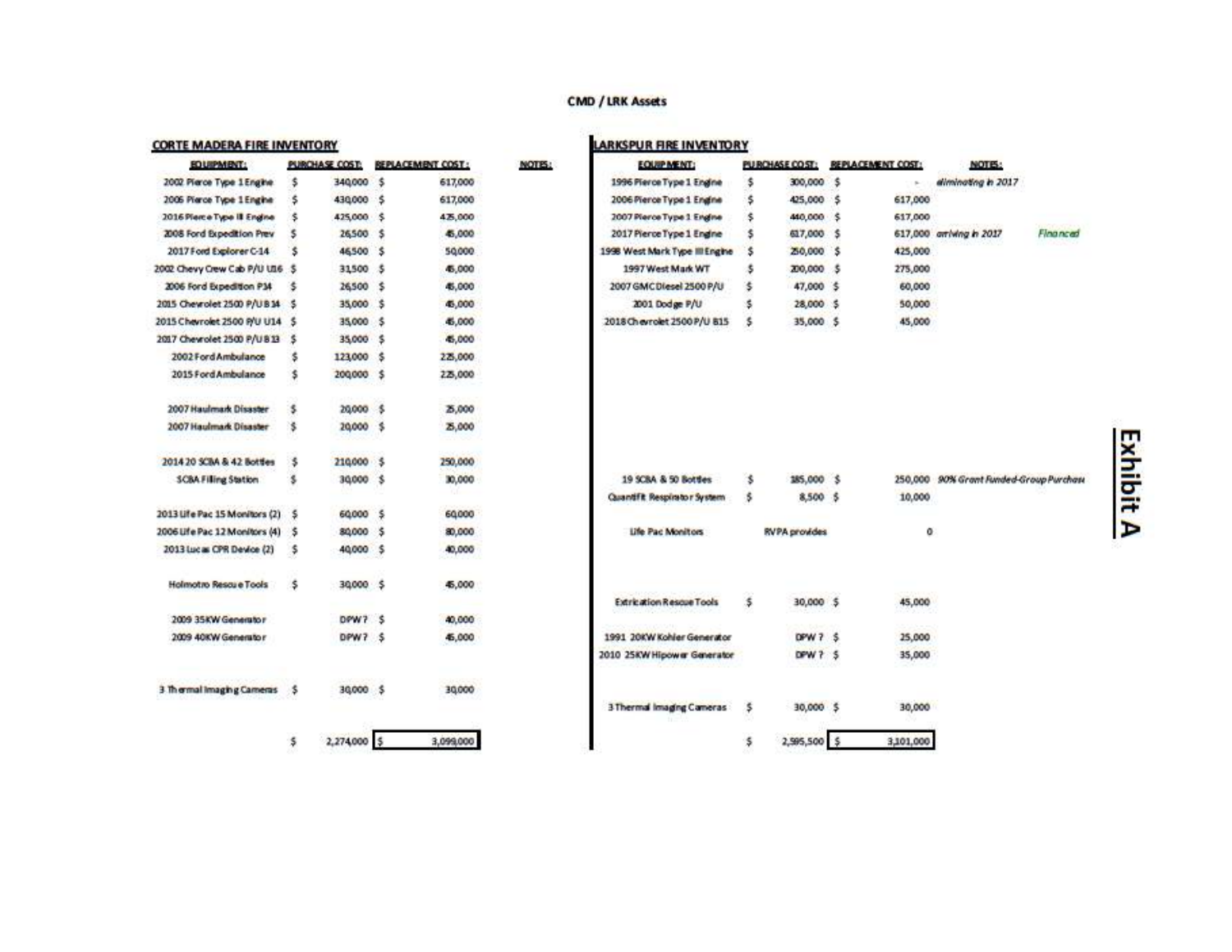# CMD / LRK Assets

## CORTE MADERA FIRE INVENTORY

| EQUIPMENT: | PURCHASE COST: | REPLACEMENT COST: | NOTES: |
| --- | --- | --- | --- |
| 2002 Pierce Type 1 Engine | $ 340,000 | $ 617,000 | |
| 2005 Pierce Type 1 Engine | $ 430,000 | $ 617,000 | |
| 2016 Pierce Type III Engine | $ 425,000 | $ 425,000 | |
| 2008 Ford Expedition Prev | $ 26,500 | $ 45,000 | |
| 2017 Ford Explorer C-14 | $ 46,500 | $ 50,000 | |
| 2002 Chevy Crew Cab P/U U16 | $ 31,500 | $ 45,000 | |
| 2006 Ford Expedition P14 | $ 26,500 | $ 45,000 | |
| 2015 Chevrolet 2500 P/U B14 | $ 35,000 | $ 45,000 | |
| 2015 Chevrolet 2500 P/U U14 | $ 35,000 | $ 45,000 | |
| 2017 Chevrolet 2500 P/U B13 | $ 35,000 | $ 45,000 | |
| 2002 Ford Ambulance | $ 123,000 | $ 225,000 | |
| 2015 Ford Ambulance | $ 200,000 | $ 225,000 | |
| 2007 Haulmark Disaster | $ 20,000 | $ 25,000 | |
| 2007 Haulmark Disaster | $ 20,000 | $ 25,000 | |
| 2014 20 SCBA & 42 Bottles | $ 210,000 | $ 250,000 | |
| SCBA Filling Station | $ 30,000 | $ 30,000 | |
| 2013 Life Pac 15 Monitors (2) | $ 60,000 | $ 60,000 | |
| 2006 Life Pac 12 Monitors (4) | $ 80,000 | $ 80,000 | |
| 2013 Lucas CPR Device (2) | $ 40,000 | $ 40,000 | |
| Holmotro Rescue Tools | $ 30,000 | $ 45,000 | |
| 2009 35KW Generator | DPW ? | $ 40,000 | |
| 2009 40KW Generator | DPW ? | $ 45,000 | |
| 3 Thermal Imaging Cameras | $ 30,000 | $ 30,000 | |
| | $ 2,274,000 | $ 3,099,000 | |

## LARKSPUR FIRE INVENTORY

| EQUIPMENT: | PURCHASE COST: | REPLACEMENT COST: | NOTES: | |
| --- | --- | --- | --- | --- |
| 1996 Pierce Type 1 Engine | $ 300,000 | $ - | *eliminating in 2017* | |
| 2006 Pierce Type 1 Engine | $ 425,000 | $ 617,000 | | |
| 2007 Pierce Type 1 Engine | $ 440,000 | $ 617,000 | | |
| 2017 Pierce Type 1 Engine | $ 617,000 | $ 617,000 | *arriving in 2017* | *Financed* |
| 1998 West Mark Type III Engine | $ 250,000 | $ 425,000 | | |
| 1997 West Mark WT | $ 200,000 | $ 275,000 | | |
| 2007 GMC Diesel 2500 P/U | $ 47,000 | $ 60,000 | | |
| 2001 Dodge P/U | $ 28,000 | $ 50,000 | | |
| 2018 Chevrolet 2500 P/U B15 | $ 35,000 | $ 45,000 | | |
| 19 SCBA & 50 Bottles | $ 185,000 | $ 250,000 | *90% Grant Funded-Group Purchase* | |
| Quantifit Respirator System | $ 8,500 | $ 10,000 | | |
| Life Pac Monitors | RVPA provides | 0 | | |
| Extrication Rescue Tools | $ 30,000 | $ 45,000 | | |
| 1991 20KW Kohler Generator | DPW ? | $ 25,000 | | |
| 2010 25KW Hipower Generator | DPW ? | $ 35,000 | | |
| 3 Thermal Imaging Cameras | $ 30,000 | $ 30,000 | | |
| | $ 2,595,500 | $ 3,101,000 | | |

Exhibit A